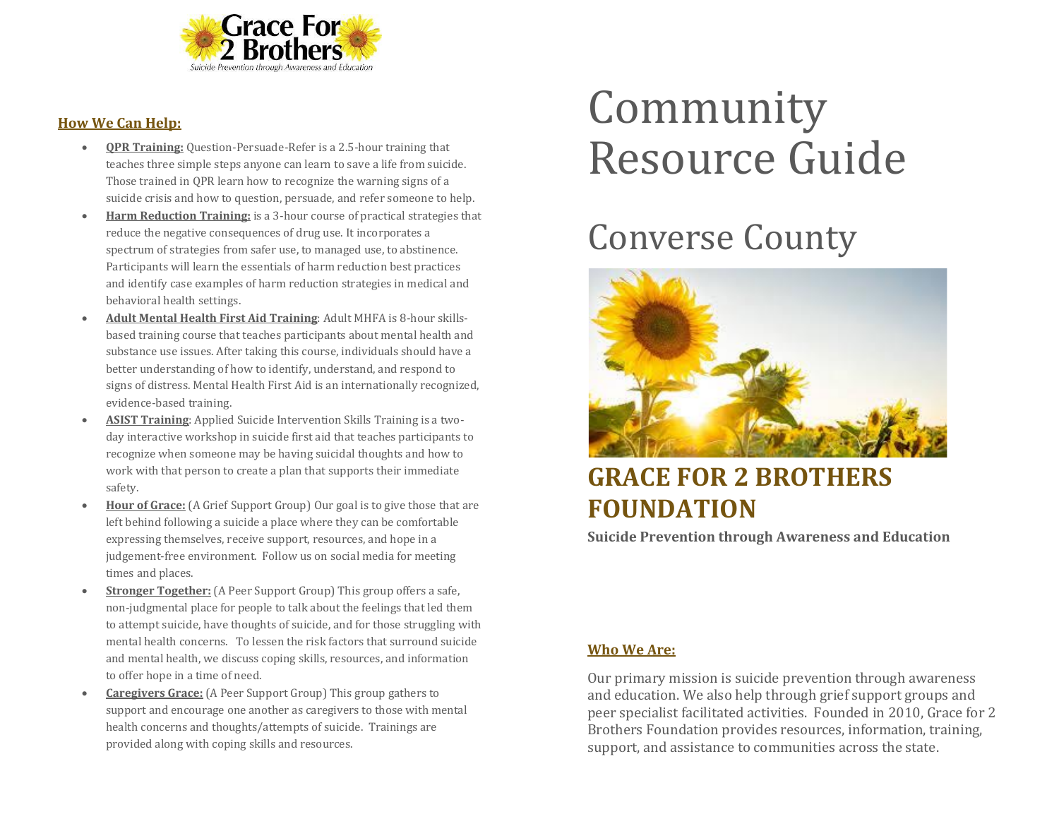Grace For 2 Brothers

*Suicide Prevention through Awareness and Education*

# Community Resource Guide

# Converse County

## GRACE FOR 2 BROTHERS FOUNDATION

**Suicide Prevention through Awareness and Education**

### Who We Are:

Our primary mission is suicide prevention through awareness and education. We also help through grief support groups and peer specialist facilitated activities. Founded in 2010, Grace for 2 Brothers Foundation provides resources, information, training, support, and assistance to communities across the state.

### How We Can Help:

- **QPR Training:** Question-Persuade-Refer is a 2.5-hour training that teaches three simple steps anyone can learn to save a life from suicide. Those trained in QPR learn how to recognize the warning signs of a suicide crisis and how to question, persuade, and refer someone to help.
- **Harm Reduction Training:** is a 3-hour course of practical strategies that reduce the negative consequences of drug use. It incorporates a spectrum of strategies from safer use, to managed use, to abstinence. Participants will learn the essentials of harm reduction best practices and identify case examples of harm reduction strategies in medical and behavioral health settings.
- **Adult Mental Health First Aid Training**: Adult MHFA is 8-hour skills-based training course that teaches participants about mental health and substance use issues. After taking this course, individuals should have a better understanding of how to identify, understand, and respond to signs of distress. Mental Health First Aid is an internationally recognized, evidence-based training.
- **ASIST Training**: Applied Suicide Intervention Skills Training is a two-day interactive workshop in suicide first aid that teaches participants to recognize when someone may be having suicidal thoughts and how to work with that person to create a plan that supports their immediate safety.
- **Hour of Grace:** (A Grief Support Group) Our goal is to give those that are left behind following a suicide a place where they can be comfortable expressing themselves, receive support, resources, and hope in a judgement-free environment. Follow us on social media for meeting times and places.
- **Stronger Together:** (A Peer Support Group) This group offers a safe, non-judgmental place for people to talk about the feelings that led them to attempt suicide, have thoughts of suicide, and for those struggling with mental health concerns. To lessen the risk factors that surround suicide and mental health, we discuss coping skills, resources, and information to offer hope in a time of need.
- **Caregivers Grace:** (A Peer Support Group) This group gathers to support and encourage one another as caregivers to those with mental health concerns and thoughts/attempts of suicide. Trainings are provided along with coping skills and resources.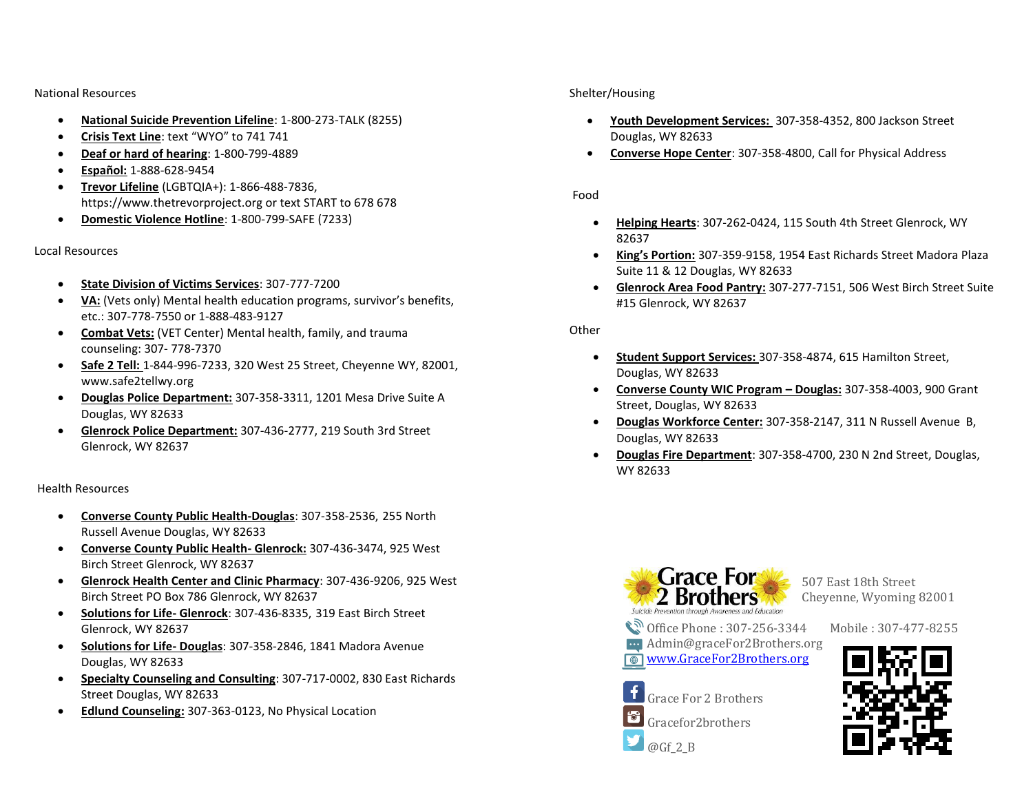National Resources

- **National Suicide Prevention Lifeline**: 1-800-273-TALK (8255)
- **Crisis Text Line**: text "WYO" to 741 741
- **Deaf or hard of hearing**: 1-800-799-4889
- **Español:** 1-888-628-9454
- **Trevor Lifeline** (LGBTQIA+): 1-866-488-7836, https://www.thetrevorproject.org or text START to 678 678
- **Domestic Violence Hotline**: 1-800-799-SAFE (7233)

Local Resources

- **State Division of Victims Services**: 307-777-7200
- **VA:** (Vets only) Mental health education programs, survivor's benefits, etc.: 307-778-7550 or 1-888-483-9127
- **Combat Vets:** (VET Center) Mental health, family, and trauma counseling: 307- 778-7370
- **Safe 2 Tell:** 1-844-996-7233, 320 West 25 Street, Cheyenne WY, 82001, www.safe2tellwy.org
- **Douglas Police Department:** 307-358-3311, 1201 Mesa Drive Suite A Douglas, WY 82633
- **Glenrock Police Department:** 307-436-2777, 219 South 3rd Street Glenrock, WY 82637

Health Resources

- **Converse County Public Health-Douglas**: 307-358-2536, 255 North Russell Avenue Douglas, WY 82633
- **Converse County Public Health- Glenrock:** 307-436-3474, 925 West Birch Street Glenrock, WY 82637
- **Glenrock Health Center and Clinic Pharmacy**: 307-436-9206, 925 West Birch Street PO Box 786 Glenrock, WY 82637
- **Solutions for Life- Glenrock**: 307-436-8335, 319 East Birch Street Glenrock, WY 82637
- **Solutions for Life- Douglas**: 307-358-2846, 1841 Madora Avenue Douglas, WY 82633
- **Specialty Counseling and Consulting**: 307-717-0002, 830 East Richards Street Douglas, WY 82633
- **Edlund Counseling:** 307-363-0123, No Physical Location

Shelter/Housing

- **Youth Development Services:** 307-358-4352, 800 Jackson Street Douglas, WY 82633
- **Converse Hope Center**: 307-358-4800, Call for Physical Address

Food

- **Helping Hearts**: 307-262-0424, 115 South 4th Street Glenrock, WY 82637
- **King's Portion:** 307-359-9158, 1954 East Richards Street Madora Plaza Suite 11 & 12 Douglas, WY 82633
- **Glenrock Area Food Pantry:** 307-277-7151, 506 West Birch Street Suite #15 Glenrock, WY 82637

Other

- **Student Support Services:** 307-358-4874, 615 Hamilton Street, Douglas, WY 82633
- **Converse County WIC Program – Douglas:** 307-358-4003, 900 Grant Street, Douglas, WY 82633
- **Douglas Workforce Center:** 307-358-2147, 311 N Russell Avenue B, Douglas, WY 82633
- **Douglas Fire Department**: 307-358-4700, 230 N 2nd Street, Douglas, WY 82633

**Grace For 2 Brothers**
Suicide Prevention through Awareness and Education

507 East 18th Street
Cheyenne, Wyoming 82001

Office Phone : 307-256-3344 Mobile : 307-477-8255
Admin@graceFor2Brothers.org
www.GraceFor2Brothers.org

Grace For 2 Brothers
Gracefor2brothers
@Gf_2_B